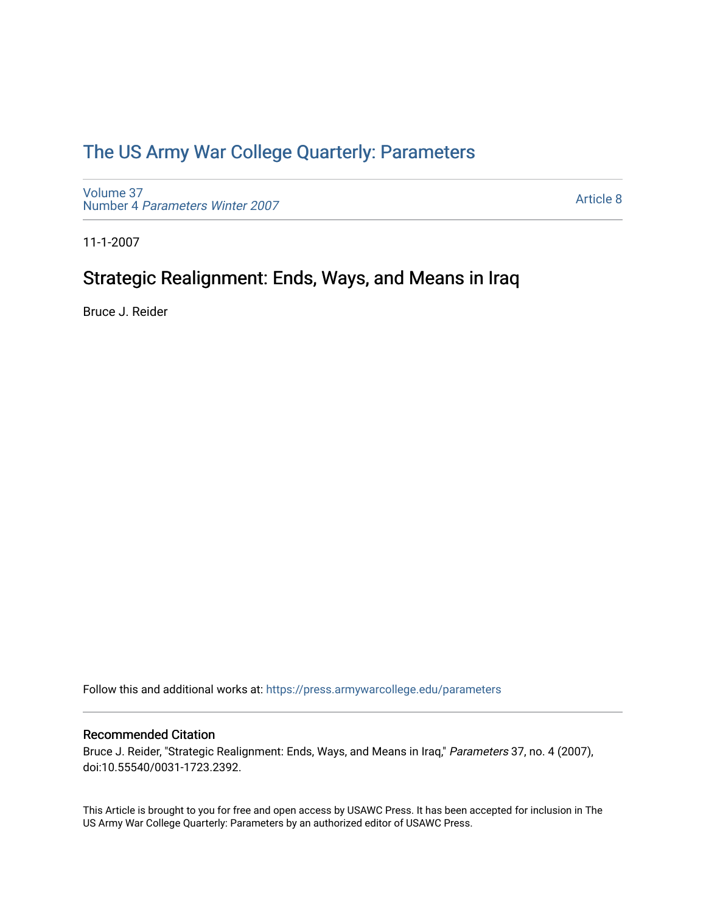# The US Army War College Quarterly: Parameters

Volume 37
Number 4 *Parameters Winter 2007*

Article 8

11-1-2007

## Strategic Realignment: Ends, Ways, and Means in Iraq

Bruce J. Reider

Follow this and additional works at: https://press.armywarcollege.edu/parameters

### Recommended Citation

Bruce J. Reider, "Strategic Realignment: Ends, Ways, and Means in Iraq," *Parameters* 37, no. 4 (2007), doi:10.55540/0031-1723.2392.

This Article is brought to you for free and open access by USAWC Press. It has been accepted for inclusion in The US Army War College Quarterly: Parameters by an authorized editor of USAWC Press.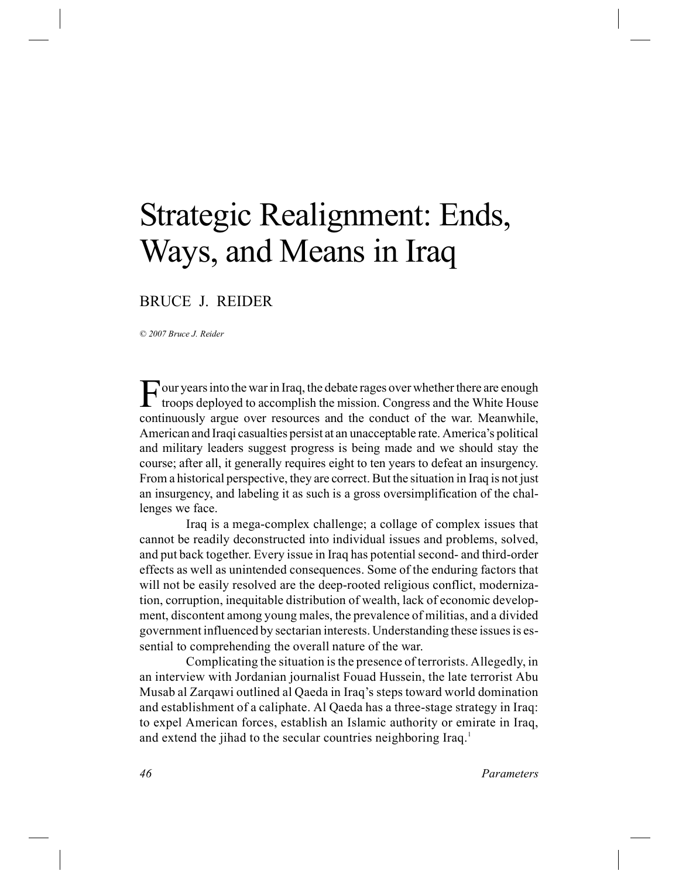# Strategic Realignment: Ends, Ways, and Means in Iraq

BRUCE J. REIDER

*© 2007 Bruce J. Reider*

Four years into the war in Iraq, the debate rages over whether there are enough troops deployed to accomplish the mission. Congress and the White House continuously argue over resources and the conduct of the war. Meanwhile, American and Iraqi casualties persist at an unacceptable rate. America's political and military leaders suggest progress is being made and we should stay the course; after all, it generally requires eight to ten years to defeat an insurgency. From a historical perspective, they are correct. But the situation in Iraq is not just an insurgency, and labeling it as such is a gross oversimplification of the challenges we face.

Iraq is a mega-complex challenge; a collage of complex issues that cannot be readily deconstructed into individual issues and problems, solved, and put back together. Every issue in Iraq has potential second- and third-order effects as well as unintended consequences. Some of the enduring factors that will not be easily resolved are the deep-rooted religious conflict, modernization, corruption, inequitable distribution of wealth, lack of economic development, discontent among young males, the prevalence of militias, and a divided government influenced by sectarian interests. Understanding these issues is essential to comprehending the overall nature of the war.

Complicating the situation is the presence of terrorists. Allegedly, in an interview with Jordanian journalist Fouad Hussein, the late terrorist Abu Musab al Zarqawi outlined al Qaeda in Iraq's steps toward world domination and establishment of a caliphate. Al Qaeda has a three-stage strategy in Iraq: to expel American forces, establish an Islamic authority or emirate in Iraq, and extend the jihad to the secular countries neighboring Iraq.[1]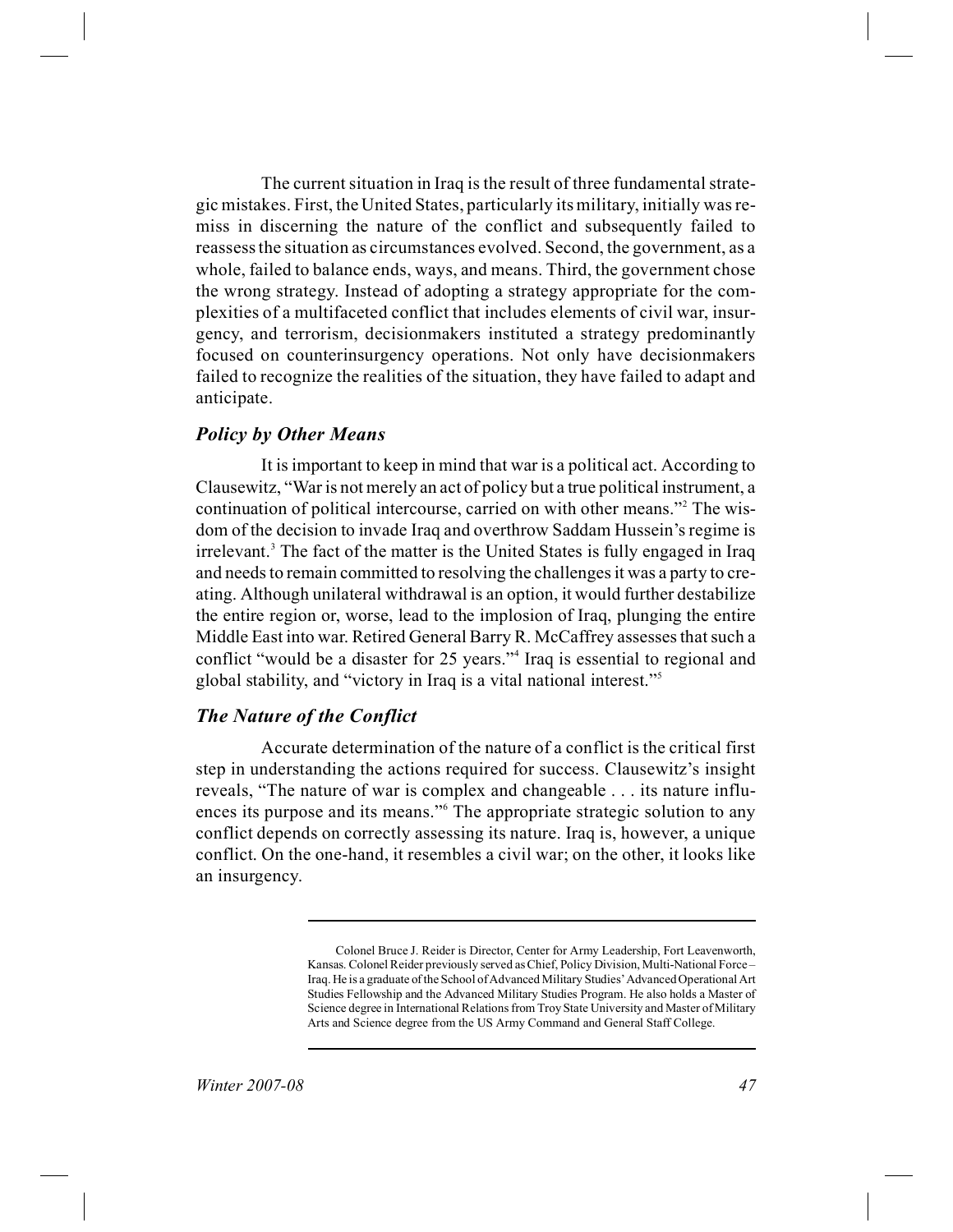The current situation in Iraq is the result of three fundamental strategic mistakes. First, the United States, particularly its military, initially was remiss in discerning the nature of the conflict and subsequently failed to reassess the situation as circumstances evolved. Second, the government, as a whole, failed to balance ends, ways, and means. Third, the government chose the wrong strategy. Instead of adopting a strategy appropriate for the complexities of a multifaceted conflict that includes elements of civil war, insurgency, and terrorism, decisionmakers instituted a strategy predominantly focused on counterinsurgency operations. Not only have decisionmakers failed to recognize the realities of the situation, they have failed to adapt and anticipate.

### *Policy by Other Means*

It is important to keep in mind that war is a political act. According to Clausewitz, "War is not merely an act of policy but a true political instrument, a continuation of political intercourse, carried on with other means."[2] The wisdom of the decision to invade Iraq and overthrow Saddam Hussein's regime is irrelevant.[3] The fact of the matter is the United States is fully engaged in Iraq and needs to remain committed to resolving the challenges it was a party to creating. Although unilateral withdrawal is an option, it would further destabilize the entire region or, worse, lead to the implosion of Iraq, plunging the entire Middle East into war. Retired General Barry R. McCaffrey assesses that such a conflict "would be a disaster for 25 years."[4] Iraq is essential to regional and global stability, and "victory in Iraq is a vital national interest."[5]

### *The Nature of the Conflict*

Accurate determination of the nature of a conflict is the critical first step in understanding the actions required for success. Clausewitz's insight reveals, "The nature of war is complex and changeable . . . its nature influences its purpose and its means."[6] The appropriate strategic solution to any conflict depends on correctly assessing its nature. Iraq is, however, a unique conflict. On the one-hand, it resembles a civil war; on the other, it looks like an insurgency.

---

Colonel Bruce J. Reider is Director, Center for Army Leadership, Fort Leavenworth, Kansas. Colonel Reider previously served as Chief, Policy Division, Multi-National Force – Iraq. He is a graduate of the School of Advanced Military Studies' Advanced Operational Art Studies Fellowship and the Advanced Military Studies Program. He also holds a Master of Science degree in International Relations from Troy State University and Master of Military Arts and Science degree from the US Army Command and General Staff College.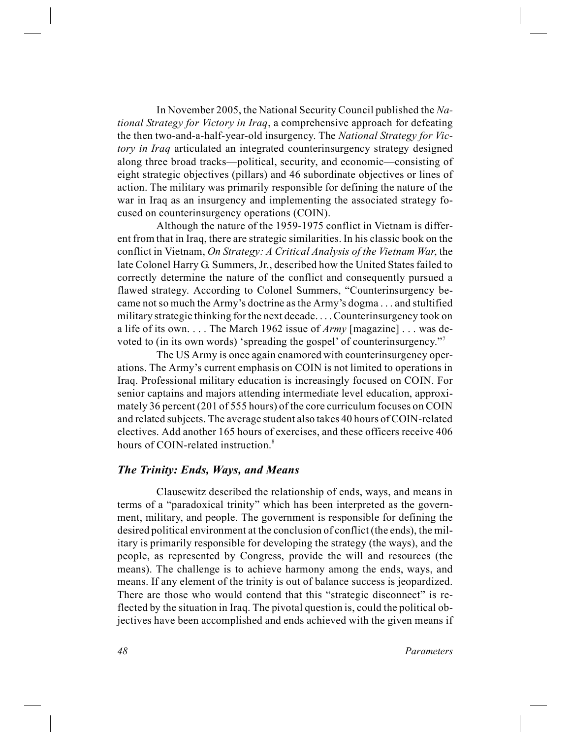In November 2005, the National Security Council published the *National Strategy for Victory in Iraq*, a comprehensive approach for defeating the then two-and-a-half-year-old insurgency. The *National Strategy for Victory in Iraq* articulated an integrated counterinsurgency strategy designed along three broad tracks—political, security, and economic—consisting of eight strategic objectives (pillars) and 46 subordinate objectives or lines of action. The military was primarily responsible for defining the nature of the war in Iraq as an insurgency and implementing the associated strategy focused on counterinsurgency operations (COIN).

Although the nature of the 1959-1975 conflict in Vietnam is different from that in Iraq, there are strategic similarities. In his classic book on the conflict in Vietnam, *On Strategy: A Critical Analysis of the Vietnam War*, the late Colonel Harry G. Summers, Jr., described how the United States failed to correctly determine the nature of the conflict and consequently pursued a flawed strategy. According to Colonel Summers, "Counterinsurgency became not so much the Army's doctrine as the Army's dogma . . . and stultified military strategic thinking for the next decade. . . . Counterinsurgency took on a life of its own. . . . The March 1962 issue of *Army* [magazine] . . . was devoted to (in its own words) 'spreading the gospel' of counterinsurgency."[7]

The US Army is once again enamored with counterinsurgency operations. The Army's current emphasis on COIN is not limited to operations in Iraq. Professional military education is increasingly focused on COIN. For senior captains and majors attending intermediate level education, approximately 36 percent (201 of 555 hours) of the core curriculum focuses on COIN and related subjects. The average student also takes 40 hours of COIN-related electives. Add another 165 hours of exercises, and these officers receive 406 hours of COIN-related instruction.[8]

### *The Trinity: Ends, Ways, and Means*

Clausewitz described the relationship of ends, ways, and means in terms of a "paradoxical trinity" which has been interpreted as the government, military, and people. The government is responsible for defining the desired political environment at the conclusion of conflict (the ends), the military is primarily responsible for developing the strategy (the ways), and the people, as represented by Congress, provide the will and resources (the means). The challenge is to achieve harmony among the ends, ways, and means. If any element of the trinity is out of balance success is jeopardized. There are those who would contend that this "strategic disconnect" is reflected by the situation in Iraq. The pivotal question is, could the political objectives have been accomplished and ends achieved with the given means if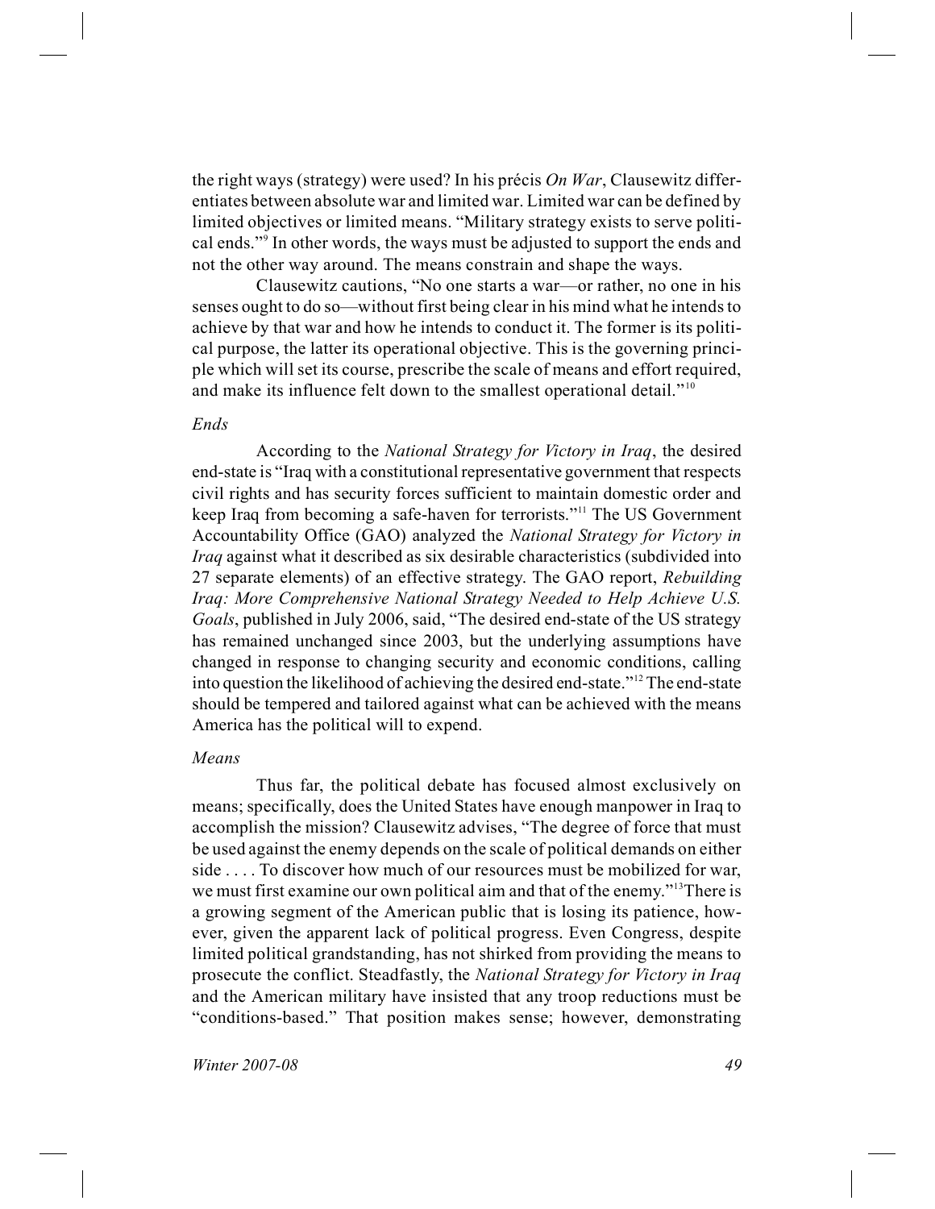the right ways (strategy) were used? In his précis *On War*, Clausewitz differentiates between absolute war and limited war. Limited war can be defined by limited objectives or limited means. "Military strategy exists to serve political ends."[9] In other words, the ways must be adjusted to support the ends and not the other way around. The means constrain and shape the ways.

Clausewitz cautions, "No one starts a war—or rather, no one in his senses ought to do so—without first being clear in his mind what he intends to achieve by that war and how he intends to conduct it. The former is its political purpose, the latter its operational objective. This is the governing principle which will set its course, prescribe the scale of means and effort required, and make its influence felt down to the smallest operational detail."[10]

### *Ends*

According to the *National Strategy for Victory in Iraq*, the desired end-state is "Iraq with a constitutional representative government that respects civil rights and has security forces sufficient to maintain domestic order and keep Iraq from becoming a safe-haven for terrorists."[11] The US Government Accountability Office (GAO) analyzed the *National Strategy for Victory in Iraq* against what it described as six desirable characteristics (subdivided into 27 separate elements) of an effective strategy. The GAO report, *Rebuilding Iraq: More Comprehensive National Strategy Needed to Help Achieve U.S. Goals*, published in July 2006, said, "The desired end-state of the US strategy has remained unchanged since 2003, but the underlying assumptions have changed in response to changing security and economic conditions, calling into question the likelihood of achieving the desired end-state."[12] The end-state should be tempered and tailored against what can be achieved with the means America has the political will to expend.

### *Means*

Thus far, the political debate has focused almost exclusively on means; specifically, does the United States have enough manpower in Iraq to accomplish the mission? Clausewitz advises, "The degree of force that must be used against the enemy depends on the scale of political demands on either side . . . . To discover how much of our resources must be mobilized for war, we must first examine our own political aim and that of the enemy."[13] There is a growing segment of the American public that is losing its patience, however, given the apparent lack of political progress. Even Congress, despite limited political grandstanding, has not shirked from providing the means to prosecute the conflict. Steadfastly, the *National Strategy for Victory in Iraq* and the American military have insisted that any troop reductions must be "conditions-based." That position makes sense; however, demonstrating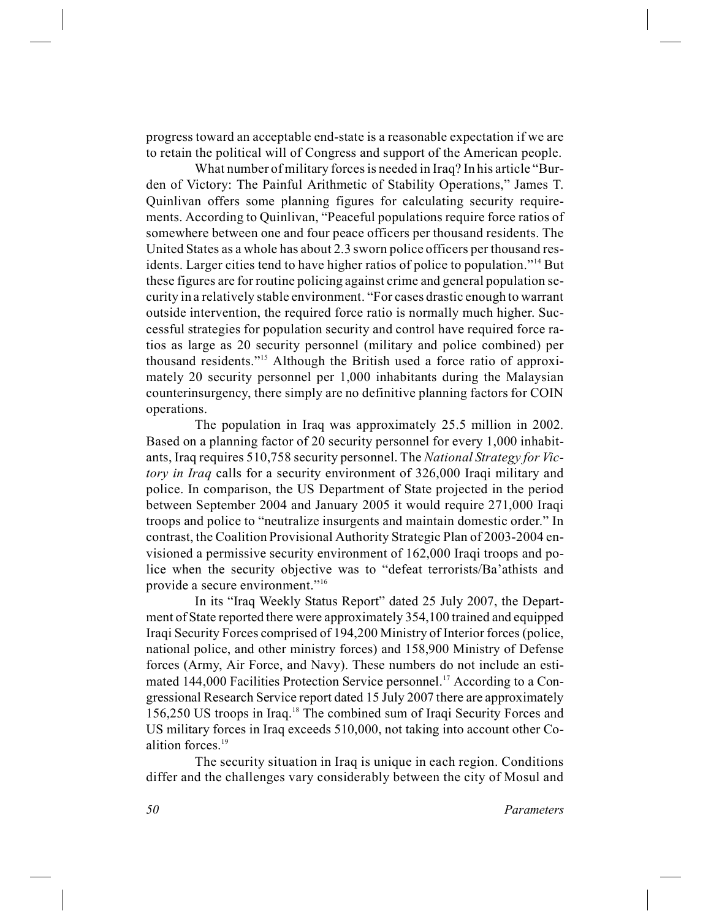progress toward an acceptable end-state is a reasonable expectation if we are to retain the political will of Congress and support of the American people.

What number of military forces is needed in Iraq? In his article "Burden of Victory: The Painful Arithmetic of Stability Operations," James T. Quinlivan offers some planning figures for calculating security requirements. According to Quinlivan, "Peaceful populations require force ratios of somewhere between one and four peace officers per thousand residents. The United States as a whole has about 2.3 sworn police officers per thousand residents. Larger cities tend to have higher ratios of police to population."[14] But these figures are for routine policing against crime and general population security in a relatively stable environment. "For cases drastic enough to warrant outside intervention, the required force ratio is normally much higher. Successful strategies for population security and control have required force ratios as large as 20 security personnel (military and police combined) per thousand residents."[15] Although the British used a force ratio of approximately 20 security personnel per 1,000 inhabitants during the Malaysian counterinsurgency, there simply are no definitive planning factors for COIN operations.

The population in Iraq was approximately 25.5 million in 2002. Based on a planning factor of 20 security personnel for every 1,000 inhabitants, Iraq requires 510,758 security personnel. The *National Strategy for Victory in Iraq* calls for a security environment of 326,000 Iraqi military and police. In comparison, the US Department of State projected in the period between September 2004 and January 2005 it would require 271,000 Iraqi troops and police to "neutralize insurgents and maintain domestic order." In contrast, the Coalition Provisional Authority Strategic Plan of 2003-2004 envisioned a permissive security environment of 162,000 Iraqi troops and police when the security objective was to "defeat terrorists/Ba'athists and provide a secure environment."[16]

In its "Iraq Weekly Status Report" dated 25 July 2007, the Department of State reported there were approximately 354,100 trained and equipped Iraqi Security Forces comprised of 194,200 Ministry of Interior forces (police, national police, and other ministry forces) and 158,900 Ministry of Defense forces (Army, Air Force, and Navy). These numbers do not include an estimated 144,000 Facilities Protection Service personnel.[17] According to a Congressional Research Service report dated 15 July 2007 there are approximately 156,250 US troops in Iraq.[18] The combined sum of Iraqi Security Forces and US military forces in Iraq exceeds 510,000, not taking into account other Coalition forces.[19]

The security situation in Iraq is unique in each region. Conditions differ and the challenges vary considerably between the city of Mosul and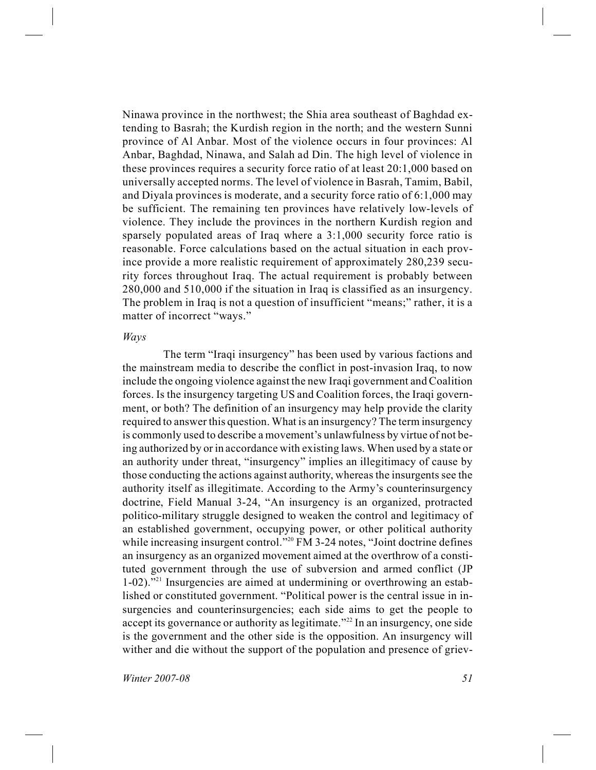Ninawa province in the northwest; the Shia area southeast of Baghdad extending to Basrah; the Kurdish region in the north; and the western Sunni province of Al Anbar. Most of the violence occurs in four provinces: Al Anbar, Baghdad, Ninawa, and Salah ad Din. The high level of violence in these provinces requires a security force ratio of at least 20:1,000 based on universally accepted norms. The level of violence in Basrah, Tamim, Babil, and Diyala provinces is moderate, and a security force ratio of 6:1,000 may be sufficient. The remaining ten provinces have relatively low-levels of violence. They include the provinces in the northern Kurdish region and sparsely populated areas of Iraq where a 3:1,000 security force ratio is reasonable. Force calculations based on the actual situation in each province provide a more realistic requirement of approximately 280,239 security forces throughout Iraq. The actual requirement is probably between 280,000 and 510,000 if the situation in Iraq is classified as an insurgency. The problem in Iraq is not a question of insufficient "means;" rather, it is a matter of incorrect "ways."

*Ways*

The term "Iraqi insurgency" has been used by various factions and the mainstream media to describe the conflict in post-invasion Iraq, to now include the ongoing violence against the new Iraqi government and Coalition forces. Is the insurgency targeting US and Coalition forces, the Iraqi government, or both? The definition of an insurgency may help provide the clarity required to answer this question. What is an insurgency? The term insurgency is commonly used to describe a movement's unlawfulness by virtue of not being authorized by or in accordance with existing laws. When used by a state or an authority under threat, "insurgency" implies an illegitimacy of cause by those conducting the actions against authority, whereas the insurgents see the authority itself as illegitimate. According to the Army's counterinsurgency doctrine, Field Manual 3-24, "An insurgency is an organized, protracted politico-military struggle designed to weaken the control and legitimacy of an established government, occupying power, or other political authority while increasing insurgent control."[20] FM 3-24 notes, "Joint doctrine defines an insurgency as an organized movement aimed at the overthrow of a constituted government through the use of subversion and armed conflict (JP 1-02)."[21] Insurgencies are aimed at undermining or overthrowing an established or constituted government. "Political power is the central issue in insurgencies and counterinsurgencies; each side aims to get the people to accept its governance or authority as legitimate."[22] In an insurgency, one side is the government and the other side is the opposition. An insurgency will wither and die without the support of the population and presence of griev-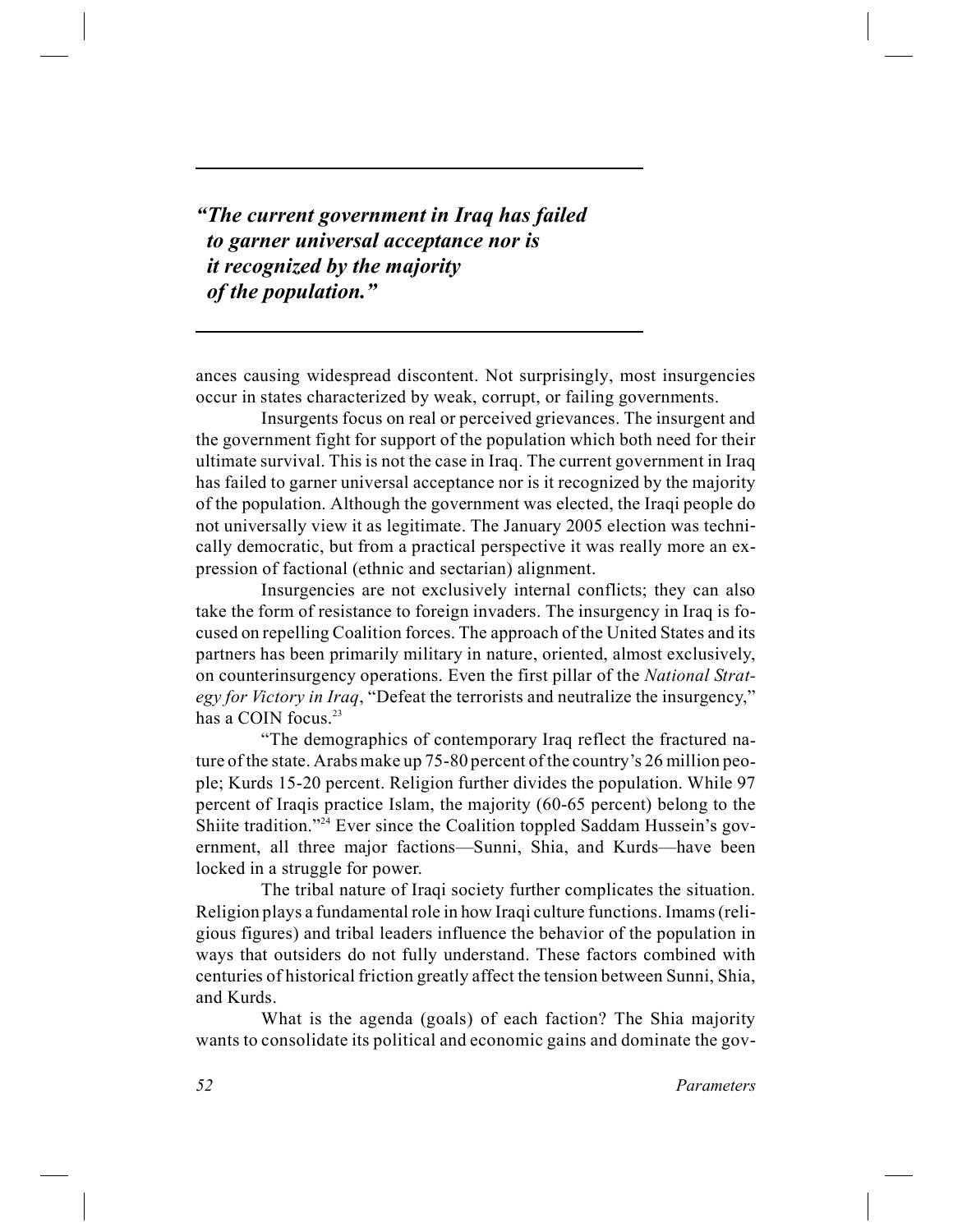> ***"The current government in Iraq has failed to garner universal acceptance nor is it recognized by the majority of the population."***

ances causing widespread discontent. Not surprisingly, most insurgencies occur in states characterized by weak, corrupt, or failing governments.

Insurgents focus on real or perceived grievances. The insurgent and the government fight for support of the population which both need for their ultimate survival. This is not the case in Iraq. The current government in Iraq has failed to garner universal acceptance nor is it recognized by the majority of the population. Although the government was elected, the Iraqi people do not universally view it as legitimate. The January 2005 election was technically democratic, but from a practical perspective it was really more an expression of factional (ethnic and sectarian) alignment.

Insurgencies are not exclusively internal conflicts; they can also take the form of resistance to foreign invaders. The insurgency in Iraq is focused on repelling Coalition forces. The approach of the United States and its partners has been primarily military in nature, oriented, almost exclusively, on counterinsurgency operations. Even the first pillar of the *National Strategy for Victory in Iraq*, "Defeat the terrorists and neutralize the insurgency," has a COIN focus.[23]

"The demographics of contemporary Iraq reflect the fractured nature of the state. Arabs make up 75-80 percent of the country's 26 million people; Kurds 15-20 percent. Religion further divides the population. While 97 percent of Iraqis practice Islam, the majority (60-65 percent) belong to the Shiite tradition."[24] Ever since the Coalition toppled Saddam Hussein's government, all three major factions—Sunni, Shia, and Kurds—have been locked in a struggle for power.

The tribal nature of Iraqi society further complicates the situation. Religion plays a fundamental role in how Iraqi culture functions. Imams (religious figures) and tribal leaders influence the behavior of the population in ways that outsiders do not fully understand. These factors combined with centuries of historical friction greatly affect the tension between Sunni, Shia, and Kurds.

What is the agenda (goals) of each faction? The Shia majority wants to consolidate its political and economic gains and dominate the gov-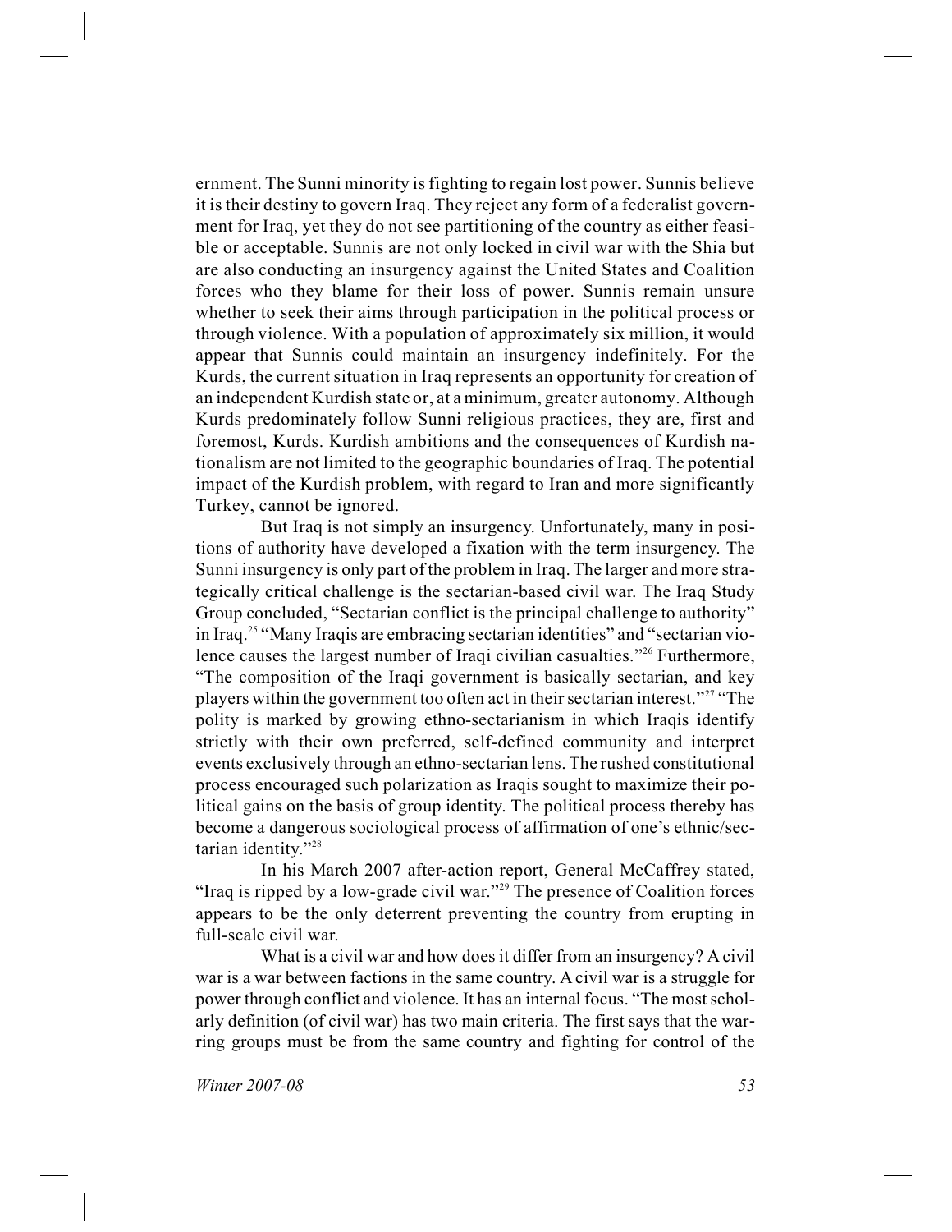ernment. The Sunni minority is fighting to regain lost power. Sunnis believe it is their destiny to govern Iraq. They reject any form of a federalist government for Iraq, yet they do not see partitioning of the country as either feasible or acceptable. Sunnis are not only locked in civil war with the Shia but are also conducting an insurgency against the United States and Coalition forces who they blame for their loss of power. Sunnis remain unsure whether to seek their aims through participation in the political process or through violence. With a population of approximately six million, it would appear that Sunnis could maintain an insurgency indefinitely. For the Kurds, the current situation in Iraq represents an opportunity for creation of an independent Kurdish state or, at a minimum, greater autonomy. Although Kurds predominately follow Sunni religious practices, they are, first and foremost, Kurds. Kurdish ambitions and the consequences of Kurdish nationalism are not limited to the geographic boundaries of Iraq. The potential impact of the Kurdish problem, with regard to Iran and more significantly Turkey, cannot be ignored.

But Iraq is not simply an insurgency. Unfortunately, many in positions of authority have developed a fixation with the term insurgency. The Sunni insurgency is only part of the problem in Iraq. The larger and more strategically critical challenge is the sectarian-based civil war. The Iraq Study Group concluded, "Sectarian conflict is the principal challenge to authority" in Iraq.[25] "Many Iraqis are embracing sectarian identities" and "sectarian violence causes the largest number of Iraqi civilian casualties."[26] Furthermore, "The composition of the Iraqi government is basically sectarian, and key players within the government too often act in their sectarian interest."[27] "The polity is marked by growing ethno-sectarianism in which Iraqis identify strictly with their own preferred, self-defined community and interpret events exclusively through an ethno-sectarian lens. The rushed constitutional process encouraged such polarization as Iraqis sought to maximize their political gains on the basis of group identity. The political process thereby has become a dangerous sociological process of affirmation of one's ethnic/sectarian identity."[28]

In his March 2007 after-action report, General McCaffrey stated, "Iraq is ripped by a low-grade civil war."[29] The presence of Coalition forces appears to be the only deterrent preventing the country from erupting in full-scale civil war.

What is a civil war and how does it differ from an insurgency? A civil war is a war between factions in the same country. A civil war is a struggle for power through conflict and violence. It has an internal focus. "The most scholarly definition (of civil war) has two main criteria. The first says that the warring groups must be from the same country and fighting for control of the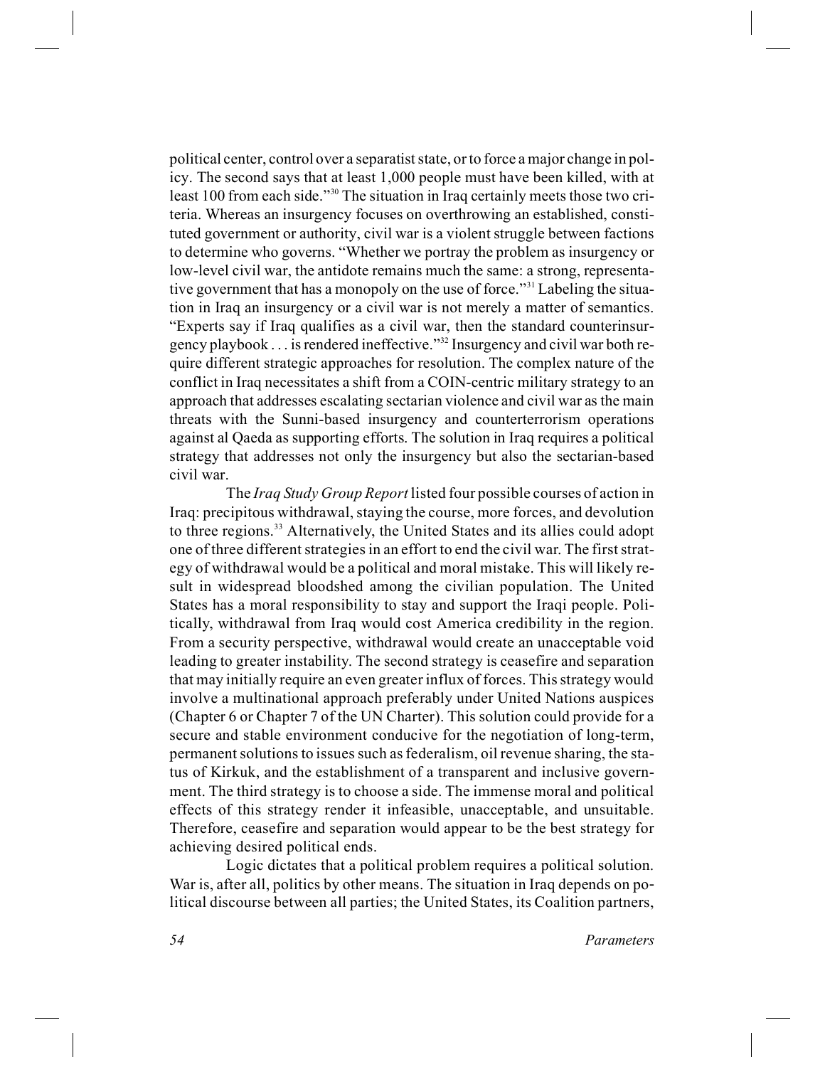political center, control over a separatist state, or to force a major change in policy. The second says that at least 1,000 people must have been killed, with at least 100 from each side."[30] The situation in Iraq certainly meets those two criteria. Whereas an insurgency focuses on overthrowing an established, constituted government or authority, civil war is a violent struggle between factions to determine who governs. "Whether we portray the problem as insurgency or low-level civil war, the antidote remains much the same: a strong, representative government that has a monopoly on the use of force."[31] Labeling the situation in Iraq an insurgency or a civil war is not merely a matter of semantics. "Experts say if Iraq qualifies as a civil war, then the standard counterinsurgency playbook . . . is rendered ineffective."[32] Insurgency and civil war both require different strategic approaches for resolution. The complex nature of the conflict in Iraq necessitates a shift from a COIN-centric military strategy to an approach that addresses escalating sectarian violence and civil war as the main threats with the Sunni-based insurgency and counterterrorism operations against al Qaeda as supporting efforts. The solution in Iraq requires a political strategy that addresses not only the insurgency but also the sectarian-based civil war.

The *Iraq Study Group Report* listed four possible courses of action in Iraq: precipitous withdrawal, staying the course, more forces, and devolution to three regions.[33] Alternatively, the United States and its allies could adopt one of three different strategies in an effort to end the civil war. The first strategy of withdrawal would be a political and moral mistake. This will likely result in widespread bloodshed among the civilian population. The United States has a moral responsibility to stay and support the Iraqi people. Politically, withdrawal from Iraq would cost America credibility in the region. From a security perspective, withdrawal would create an unacceptable void leading to greater instability. The second strategy is ceasefire and separation that may initially require an even greater influx of forces. This strategy would involve a multinational approach preferably under United Nations auspices (Chapter 6 or Chapter 7 of the UN Charter). This solution could provide for a secure and stable environment conducive for the negotiation of long-term, permanent solutions to issues such as federalism, oil revenue sharing, the status of Kirkuk, and the establishment of a transparent and inclusive government. The third strategy is to choose a side. The immense moral and political effects of this strategy render it infeasible, unacceptable, and unsuitable. Therefore, ceasefire and separation would appear to be the best strategy for achieving desired political ends.

Logic dictates that a political problem requires a political solution. War is, after all, politics by other means. The situation in Iraq depends on political discourse between all parties; the United States, its Coalition partners,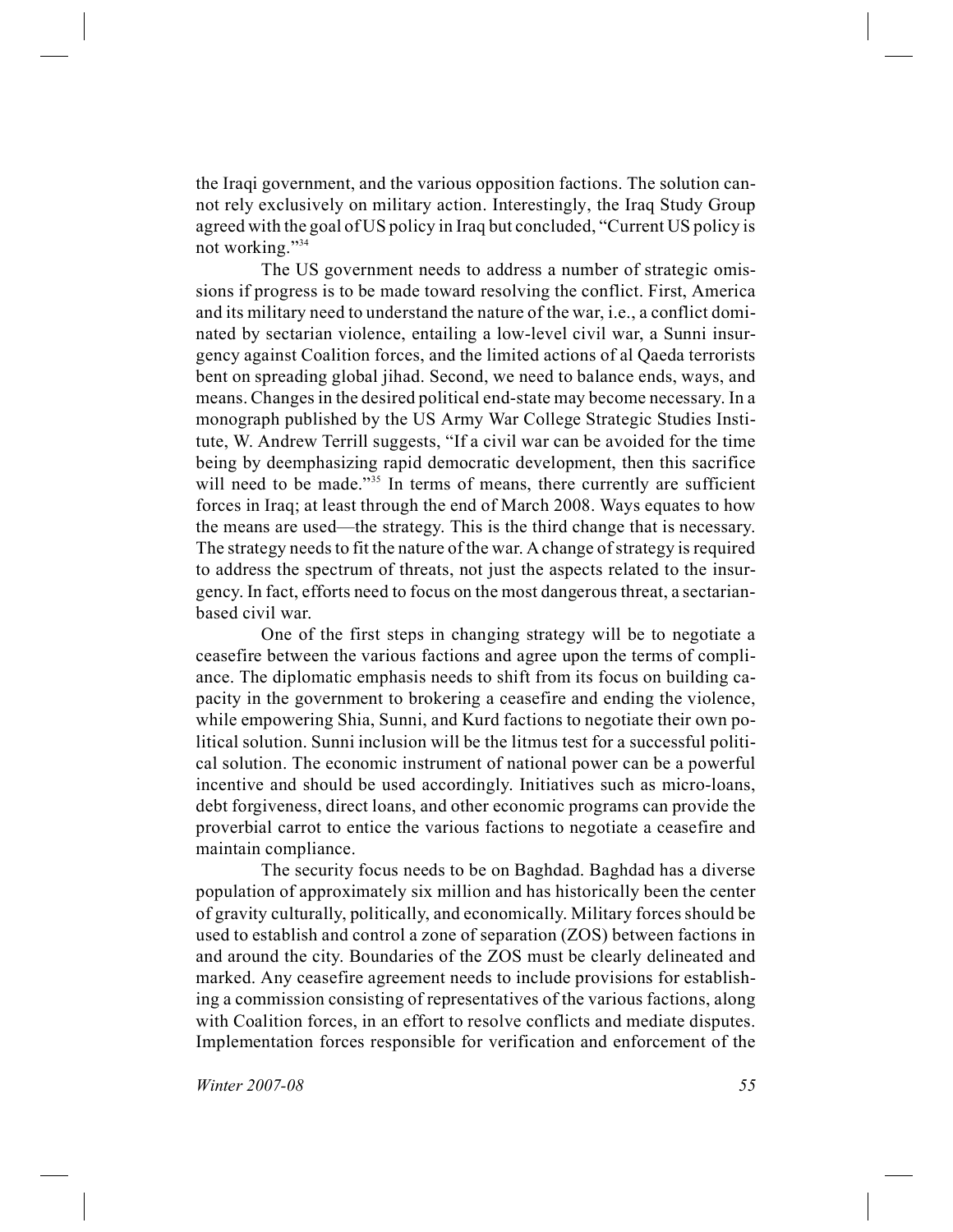the Iraqi government, and the various opposition factions. The solution cannot rely exclusively on military action. Interestingly, the Iraq Study Group agreed with the goal of US policy in Iraq but concluded, "Current US policy is not working."[34]

The US government needs to address a number of strategic omissions if progress is to be made toward resolving the conflict. First, America and its military need to understand the nature of the war, i.e., a conflict dominated by sectarian violence, entailing a low-level civil war, a Sunni insurgency against Coalition forces, and the limited actions of al Qaeda terrorists bent on spreading global jihad. Second, we need to balance ends, ways, and means. Changes in the desired political end-state may become necessary. In a monograph published by the US Army War College Strategic Studies Institute, W. Andrew Terrill suggests, "If a civil war can be avoided for the time being by deemphasizing rapid democratic development, then this sacrifice will need to be made."[35] In terms of means, there currently are sufficient forces in Iraq; at least through the end of March 2008. Ways equates to how the means are used—the strategy. This is the third change that is necessary. The strategy needs to fit the nature of the war. A change of strategy is required to address the spectrum of threats, not just the aspects related to the insurgency. In fact, efforts need to focus on the most dangerous threat, a sectarian-based civil war.

One of the first steps in changing strategy will be to negotiate a ceasefire between the various factions and agree upon the terms of compliance. The diplomatic emphasis needs to shift from its focus on building capacity in the government to brokering a ceasefire and ending the violence, while empowering Shia, Sunni, and Kurd factions to negotiate their own political solution. Sunni inclusion will be the litmus test for a successful political solution. The economic instrument of national power can be a powerful incentive and should be used accordingly. Initiatives such as micro-loans, debt forgiveness, direct loans, and other economic programs can provide the proverbial carrot to entice the various factions to negotiate a ceasefire and maintain compliance.

The security focus needs to be on Baghdad. Baghdad has a diverse population of approximately six million and has historically been the center of gravity culturally, politically, and economically. Military forces should be used to establish and control a zone of separation (ZOS) between factions in and around the city. Boundaries of the ZOS must be clearly delineated and marked. Any ceasefire agreement needs to include provisions for establishing a commission consisting of representatives of the various factions, along with Coalition forces, in an effort to resolve conflicts and mediate disputes. Implementation forces responsible for verification and enforcement of the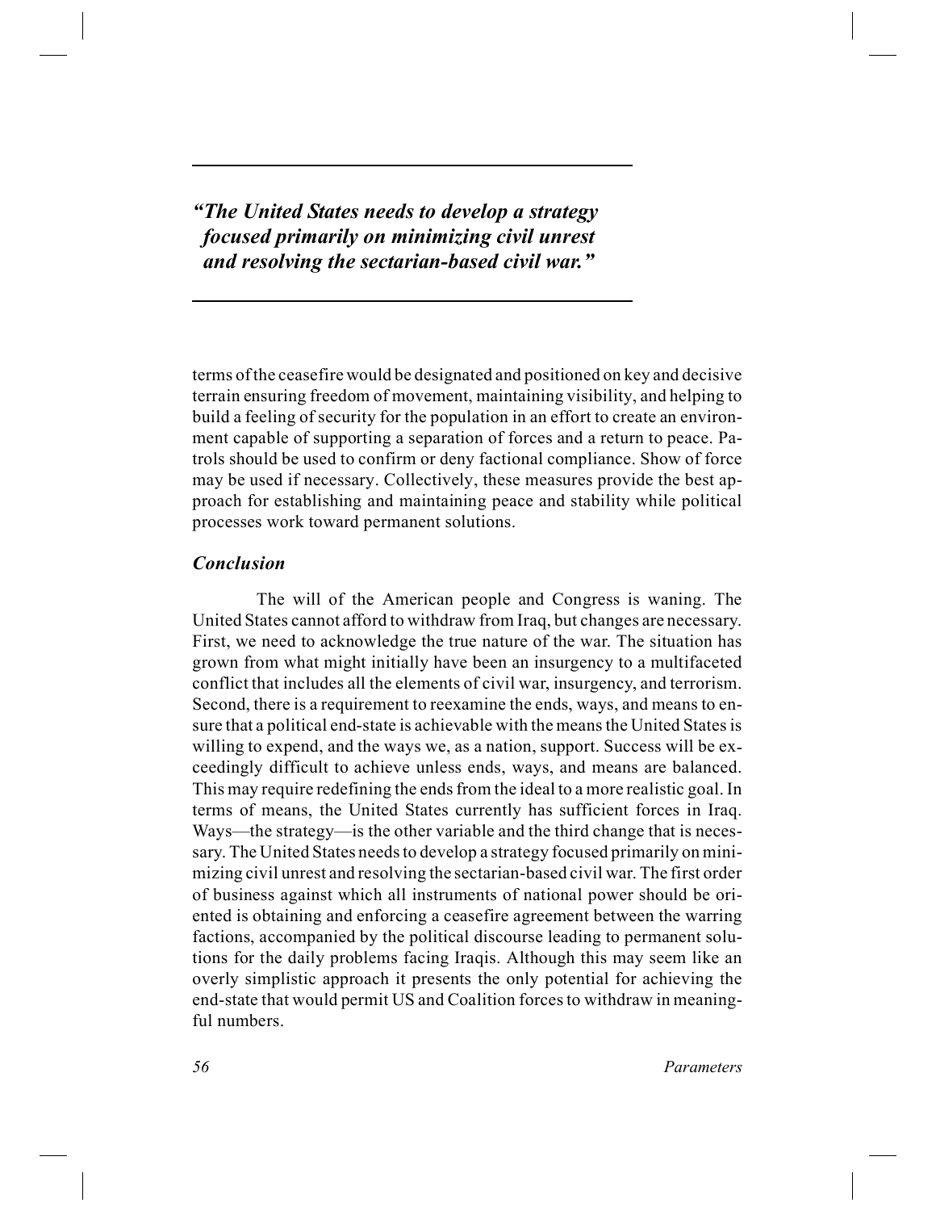*"The United States needs to develop a strategy focused primarily on minimizing civil unrest and resolving the sectarian-based civil war."*

terms of the ceasefire would be designated and positioned on key and decisive terrain ensuring freedom of movement, maintaining visibility, and helping to build a feeling of security for the population in an effort to create an environment capable of supporting a separation of forces and a return to peace. Patrols should be used to confirm or deny factional compliance. Show of force may be used if necessary. Collectively, these measures provide the best approach for establishing and maintaining peace and stability while political processes work toward permanent solutions.

### *Conclusion*

The will of the American people and Congress is waning. The United States cannot afford to withdraw from Iraq, but changes are necessary. First, we need to acknowledge the true nature of the war. The situation has grown from what might initially have been an insurgency to a multifaceted conflict that includes all the elements of civil war, insurgency, and terrorism. Second, there is a requirement to reexamine the ends, ways, and means to ensure that a political end-state is achievable with the means the United States is willing to expend, and the ways we, as a nation, support. Success will be exceedingly difficult to achieve unless ends, ways, and means are balanced. This may require redefining the ends from the ideal to a more realistic goal. In terms of means, the United States currently has sufficient forces in Iraq. Ways—the strategy—is the other variable and the third change that is necessary. The United States needs to develop a strategy focused primarily on minimizing civil unrest and resolving the sectarian-based civil war. The first order of business against which all instruments of national power should be oriented is obtaining and enforcing a ceasefire agreement between the warring factions, accompanied by the political discourse leading to permanent solutions for the daily problems facing Iraqis. Although this may seem like an overly simplistic approach it presents the only potential for achieving the end-state that would permit US and Coalition forces to withdraw in meaningful numbers.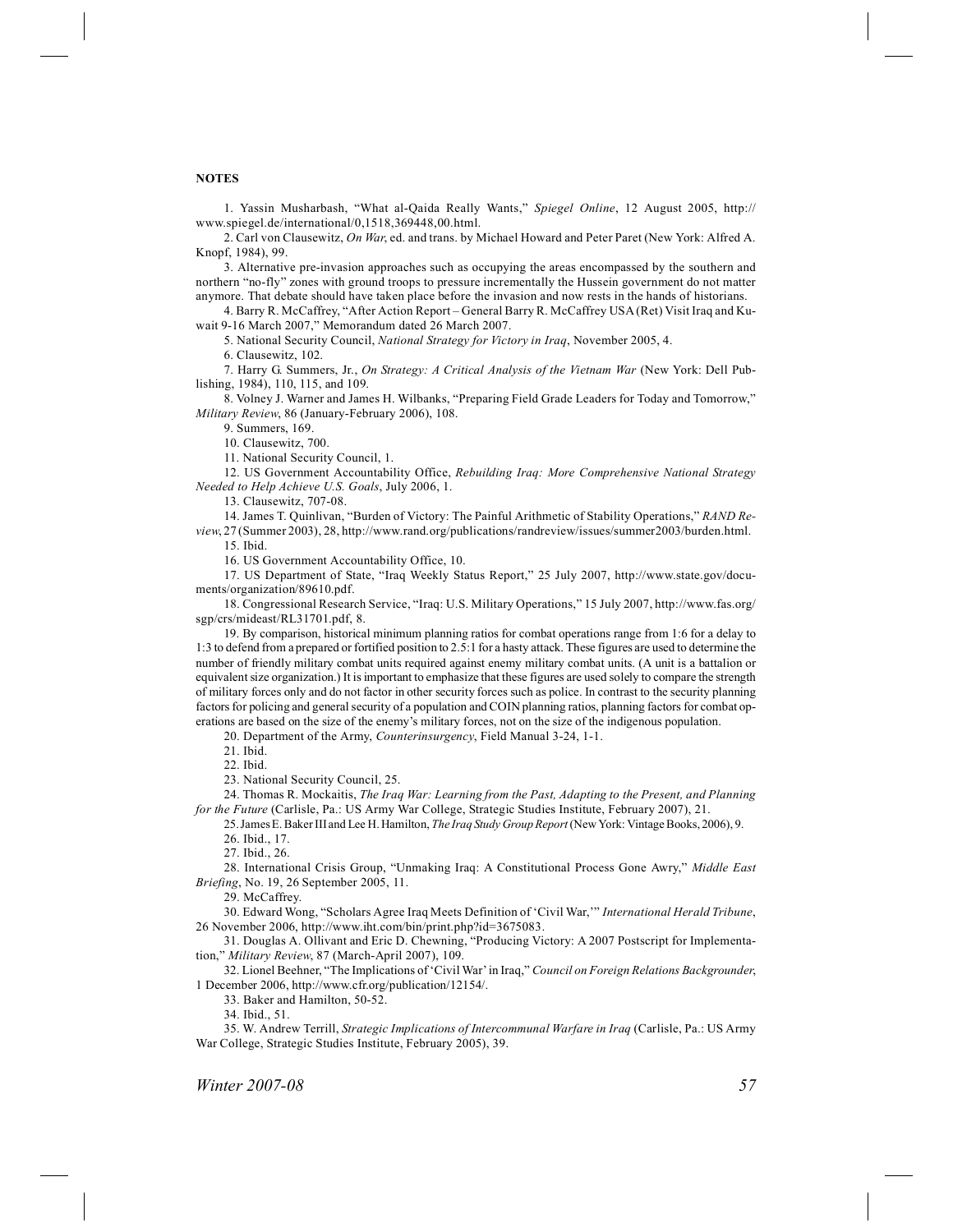**NOTES**

1. Yassin Musharbash, "What al-Qaida Really Wants," *Spiegel Online*, 12 August 2005, http://www.spiegel.de/international/0,1518,369448,00.html.

2. Carl von Clausewitz, *On War*, ed. and trans. by Michael Howard and Peter Paret (New York: Alfred A. Knopf, 1984), 99.

3. Alternative pre-invasion approaches such as occupying the areas encompassed by the southern and northern "no-fly" zones with ground troops to pressure incrementally the Hussein government do not matter anymore. That debate should have taken place before the invasion and now rests in the hands of historians.

4. Barry R. McCaffrey, "After Action Report – General Barry R. McCaffrey USA (Ret) Visit Iraq and Kuwait 9-16 March 2007," Memorandum dated 26 March 2007.

5. National Security Council, *National Strategy for Victory in Iraq*, November 2005, 4.

6. Clausewitz, 102.

7. Harry G. Summers, Jr., *On Strategy: A Critical Analysis of the Vietnam War* (New York: Dell Publishing, 1984), 110, 115, and 109.

8. Volney J. Warner and James H. Wilbanks, "Preparing Field Grade Leaders for Today and Tomorrow," *Military Review*, 86 (January-February 2006), 108.

9. Summers, 169.

10. Clausewitz, 700.

11. National Security Council, 1.

12. US Government Accountability Office, *Rebuilding Iraq: More Comprehensive National Strategy Needed to Help Achieve U.S. Goals*, July 2006, 1.

13. Clausewitz, 707-08.

14. James T. Quinlivan, "Burden of Victory: The Painful Arithmetic of Stability Operations," *RAND Review*, 27 (Summer 2003), 28, http://www.rand.org/publications/randreview/issues/summer2003/burden.html.

15. Ibid.

16. US Government Accountability Office, 10.

17. US Department of State, "Iraq Weekly Status Report," 25 July 2007, http://www.state.gov/documents/organization/89610.pdf.

18. Congressional Research Service, "Iraq: U.S. Military Operations," 15 July 2007, http://www.fas.org/sgp/crs/mideast/RL31701.pdf, 8.

19. By comparison, historical minimum planning ratios for combat operations range from 1:6 for a delay to 1:3 to defend from a prepared or fortified position to 2.5:1 for a hasty attack. These figures are used to determine the number of friendly military combat units required against enemy military combat units. (A unit is a battalion or equivalent size organization.) It is important to emphasize that these figures are used solely to compare the strength of military forces only and do not factor in other security forces such as police. In contrast to the security planning factors for policing and general security of a population and COIN planning ratios, planning factors for combat operations are based on the size of the enemy's military forces, not on the size of the indigenous population.

20. Department of the Army, *Counterinsurgency*, Field Manual 3-24, 1-1.

21. Ibid.

22. Ibid.

23. National Security Council, 25.

24. Thomas R. Mockaitis, *The Iraq War: Learning from the Past, Adapting to the Present, and Planning for the Future* (Carlisle, Pa.: US Army War College, Strategic Studies Institute, February 2007), 21.

25. James E. Baker III and Lee H. Hamilton, *The Iraq Study Group Report* (New York: Vintage Books, 2006), 9.

26. Ibid., 17.

27. Ibid., 26.

28. International Crisis Group, "Unmaking Iraq: A Constitutional Process Gone Awry," *Middle East Briefing*, No. 19, 26 September 2005, 11.

29. McCaffrey.

30. Edward Wong, "Scholars Agree Iraq Meets Definition of 'Civil War,'" *International Herald Tribune*, 26 November 2006, http://www.iht.com/bin/print.php?id=3675083.

31. Douglas A. Ollivant and Eric D. Chewning, "Producing Victory: A 2007 Postscript for Implementation," *Military Review*, 87 (March-April 2007), 109.

32. Lionel Beehner, "The Implications of 'Civil War' in Iraq," *Council on Foreign Relations Backgrounder*, 1 December 2006, http://www.cfr.org/publication/12154/.

33. Baker and Hamilton, 50-52.

34. Ibid., 51.

35. W. Andrew Terrill, *Strategic Implications of Intercommunal Warfare in Iraq* (Carlisle, Pa.: US Army War College, Strategic Studies Institute, February 2005), 39.